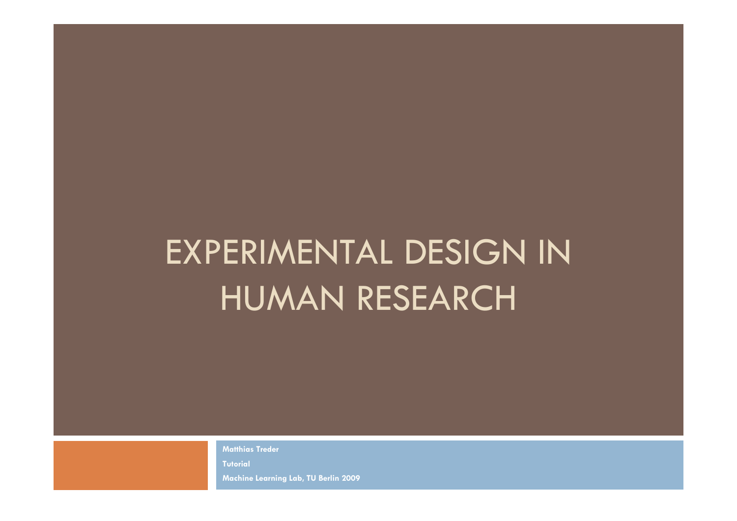# EXPERIMENTAL DESIGN IN HUMAN RESEARCH

**Matthias Treder**

**Tutorial**

**Machine Learning Lab, TU Berlin 2009**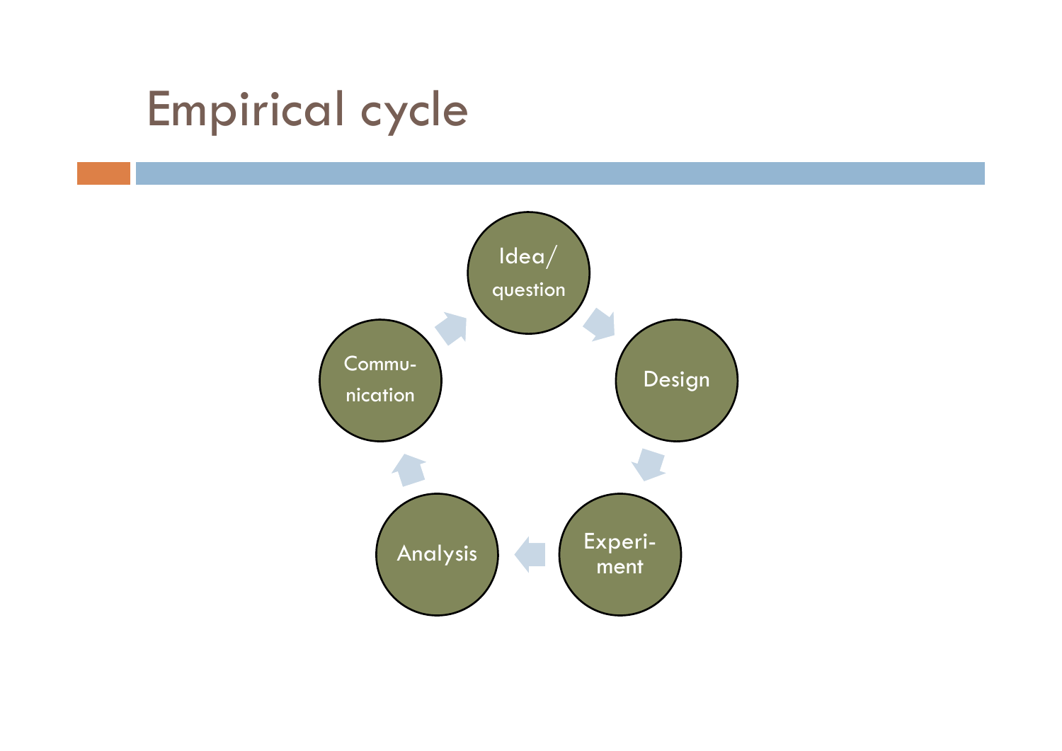# Empirical cycle

- Idea/ question
- Design
- Experi- ment
- Analysis
- Commu- nication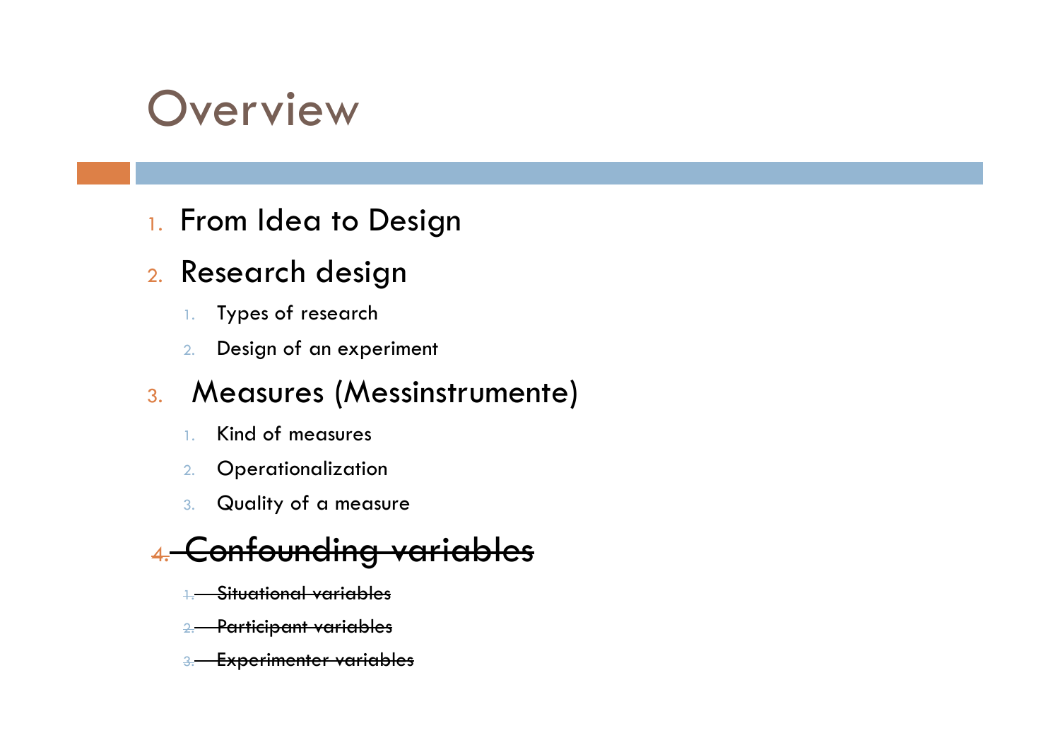# Overview

1. From Idea to Design
2. Research design
    1. Types of research
    2. Design of an experiment
3. Measures (Messinstrumente)
    1. Kind of measures
    2. Operationalization
    3. Quality of a measure
4. ~~Confounding variables~~
    1. ~~Situational variables~~
    2. ~~Participant variables~~
    3. ~~Experimenter variables~~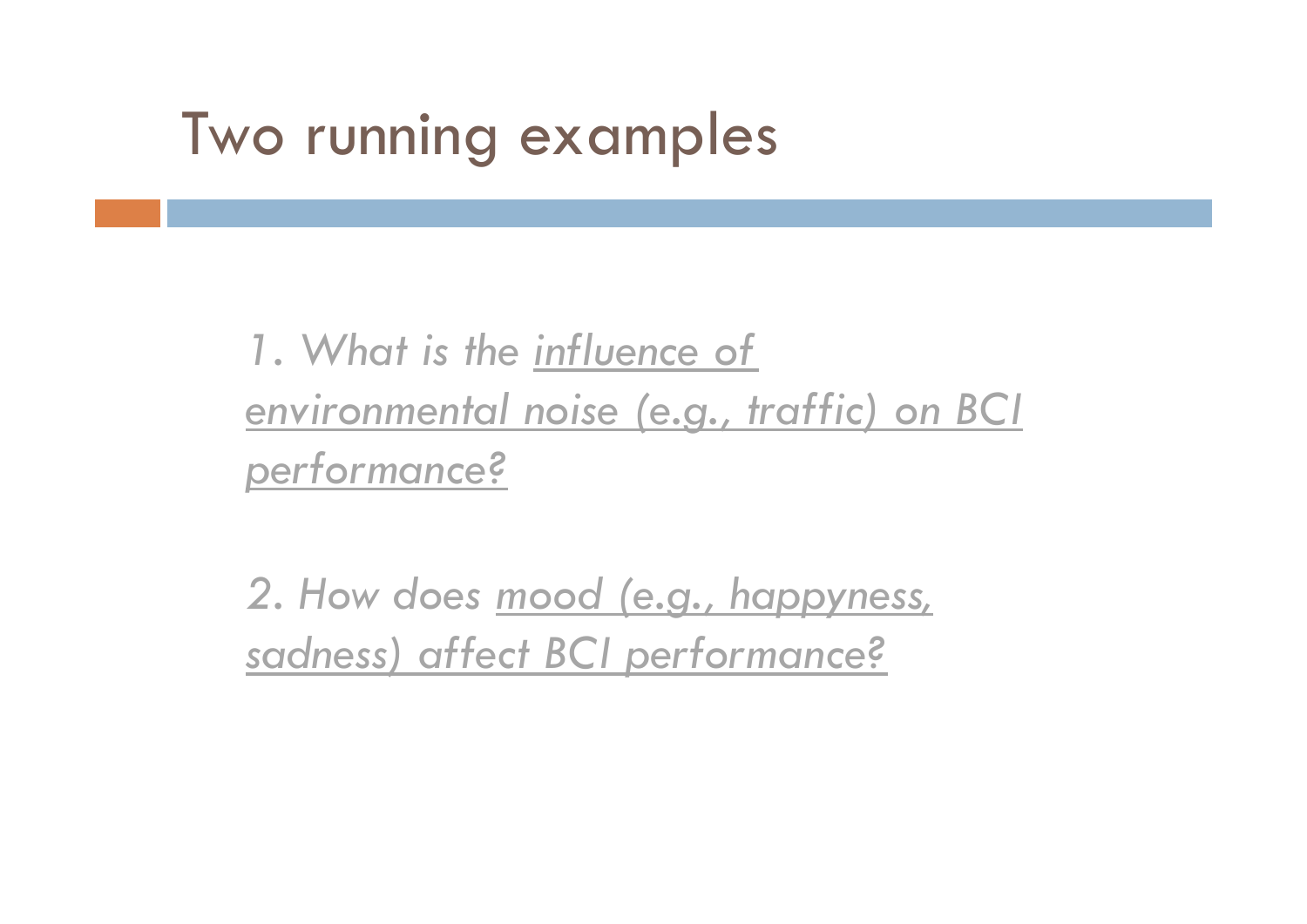# Two running examples

*1. What is the influence of environmental noise (e.g., traffic) on BCI performance?*

*2. How does mood (e.g., happyness, sadness) affect BCI performance?*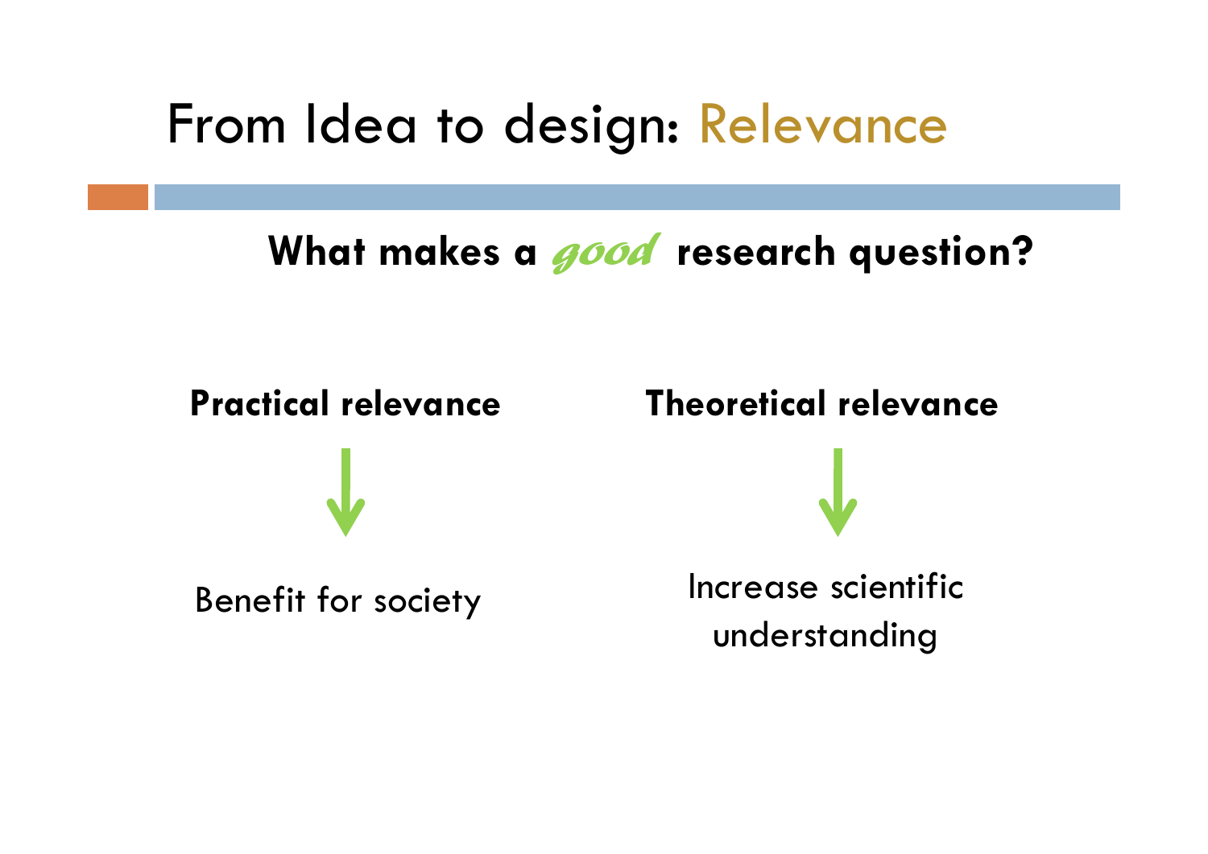# From Idea to design: Relevance

**What makes a *good* research question?**

**Practical relevance**

↓

Benefit for society

**Theoretical relevance**

↓

Increase scientific understanding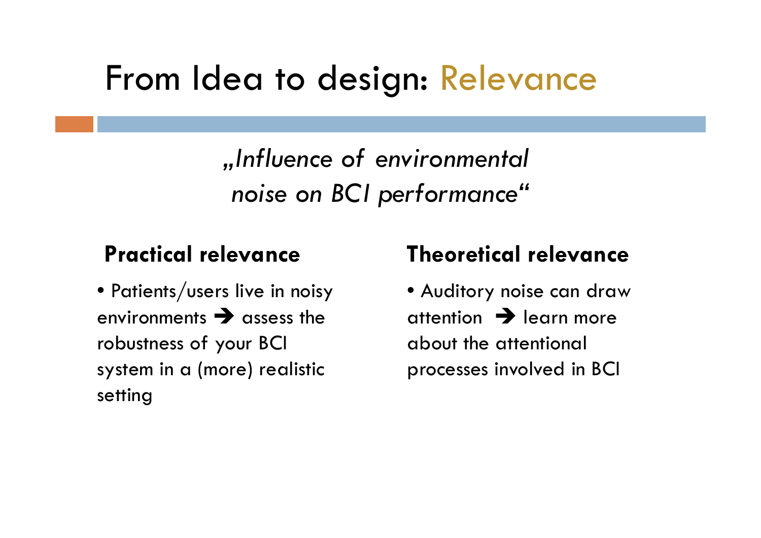# From Idea to design: Relevance

*„Influence of environmental noise on BCI performance“*

**Practical relevance**

- Patients/users live in noisy environments ➔ assess the robustness of your BCI system in a (more) realistic setting

**Theoretical relevance**

- Auditory noise can draw attention ➔ learn more about the attentional processes involved in BCI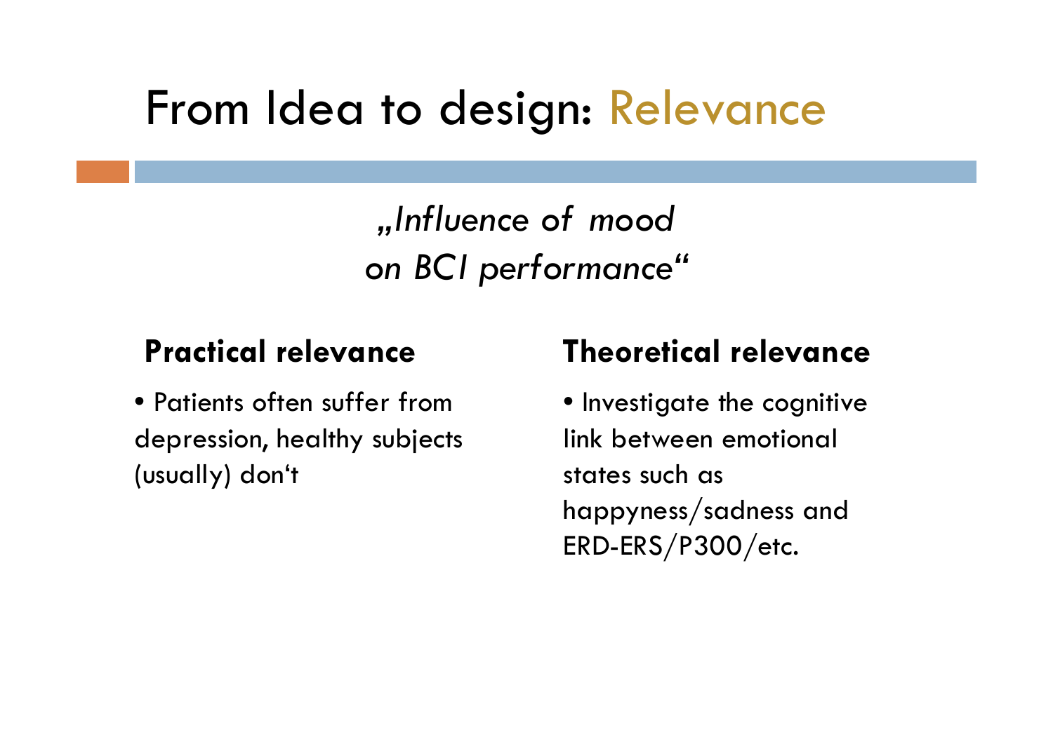# From Idea to design: Relevance

*„Influence of mood on BCI performance“*

**Practical relevance**

- Patients often suffer from depression, healthy subjects (usually) don‘t

**Theoretical relevance**

- Investigate the cognitive link between emotional states such as happyness/sadness and ERD-ERS/P300/etc.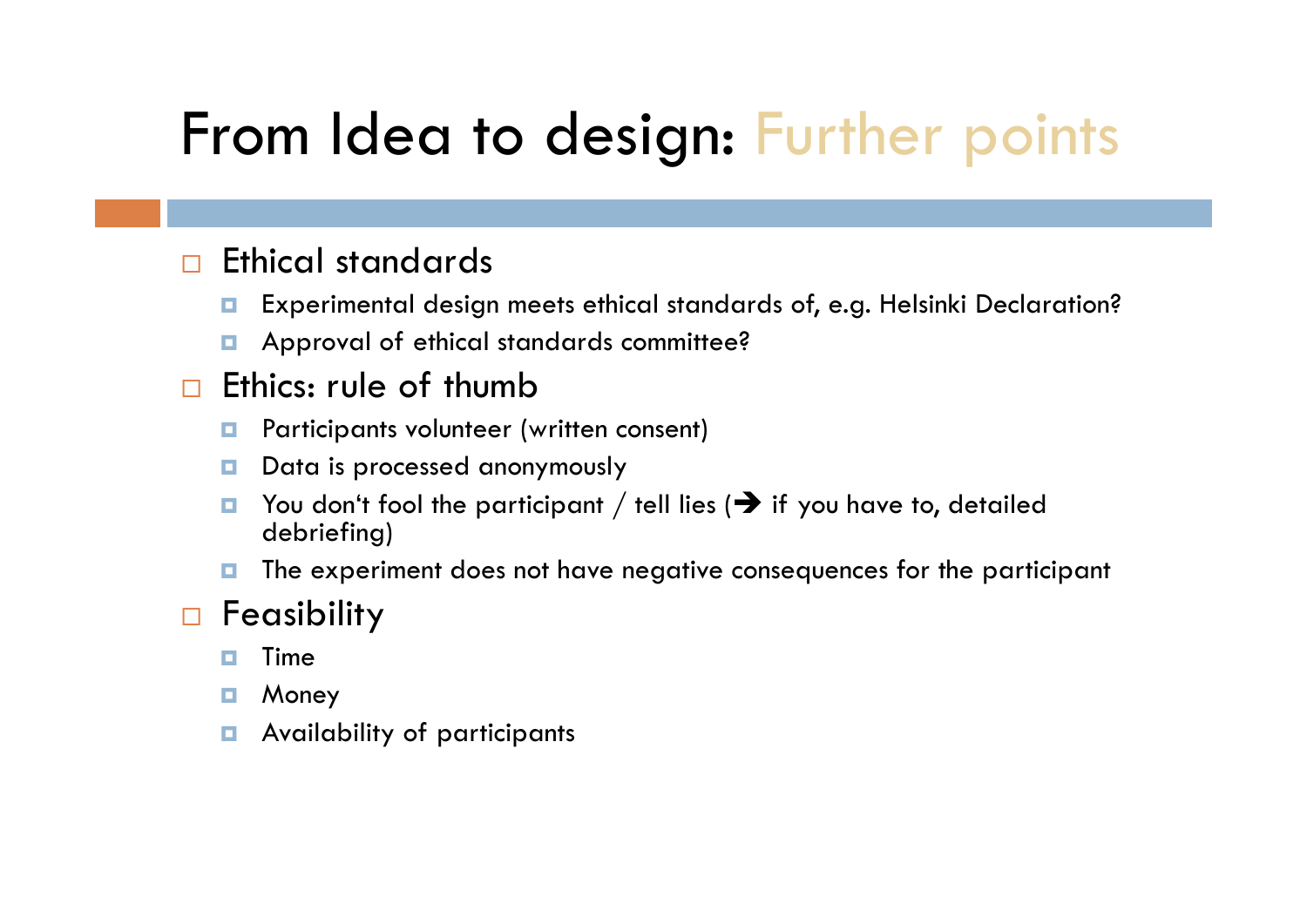# From Idea to design: Further points

- Ethical standards
  - Experimental design meets ethical standards of, e.g. Helsinki Declaration?
  - Approval of ethical standards committee?
- Ethics: rule of thumb
  - Participants volunteer (written consent)
  - Data is processed anonymously
  - You don‘t fool the participant / tell lies (➔ if you have to, detailed debriefing)
  - The experiment does not have negative consequences for the participant
- Feasibility
  - Time
  - Money
  - Availability of participants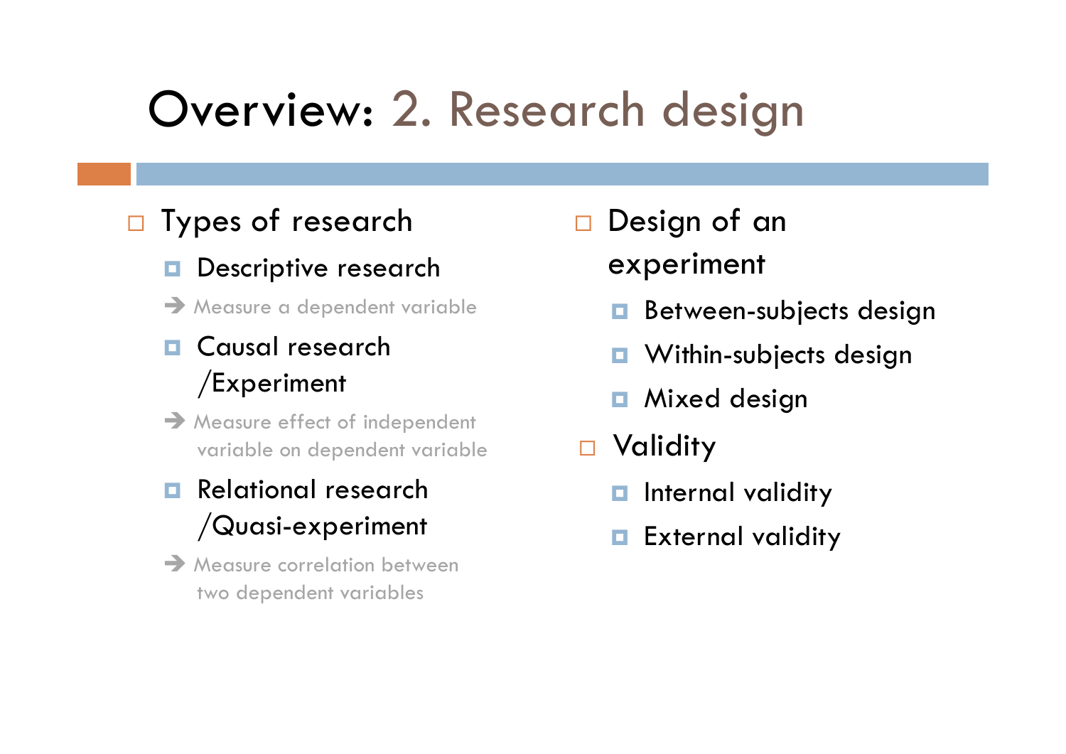# Overview: 2. Research design

- Types of research
  - Descriptive research
    - ➔ Measure a dependent variable
  - Causal research /Experiment
    - ➔ Measure effect of independent variable on dependent variable
  - Relational research /Quasi-experiment
    - ➔ Measure correlation between two dependent variables
- Design of an experiment
  - Between-subjects design
  - Within-subjects design
  - Mixed design
- Validity
  - Internal validity
  - External validity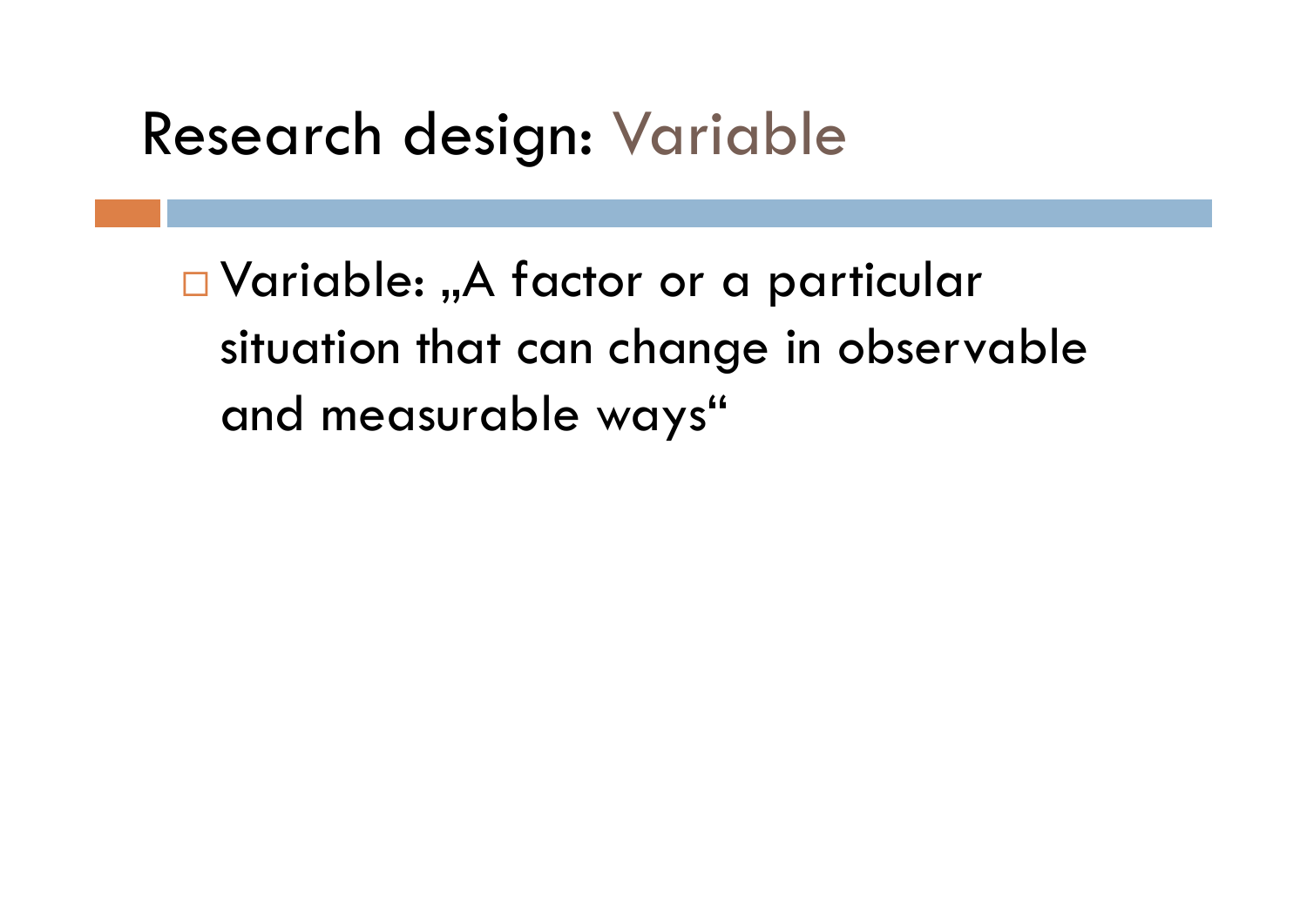# Research design: Variable

- Variable: „A factor or a particular situation that can change in observable and measurable ways“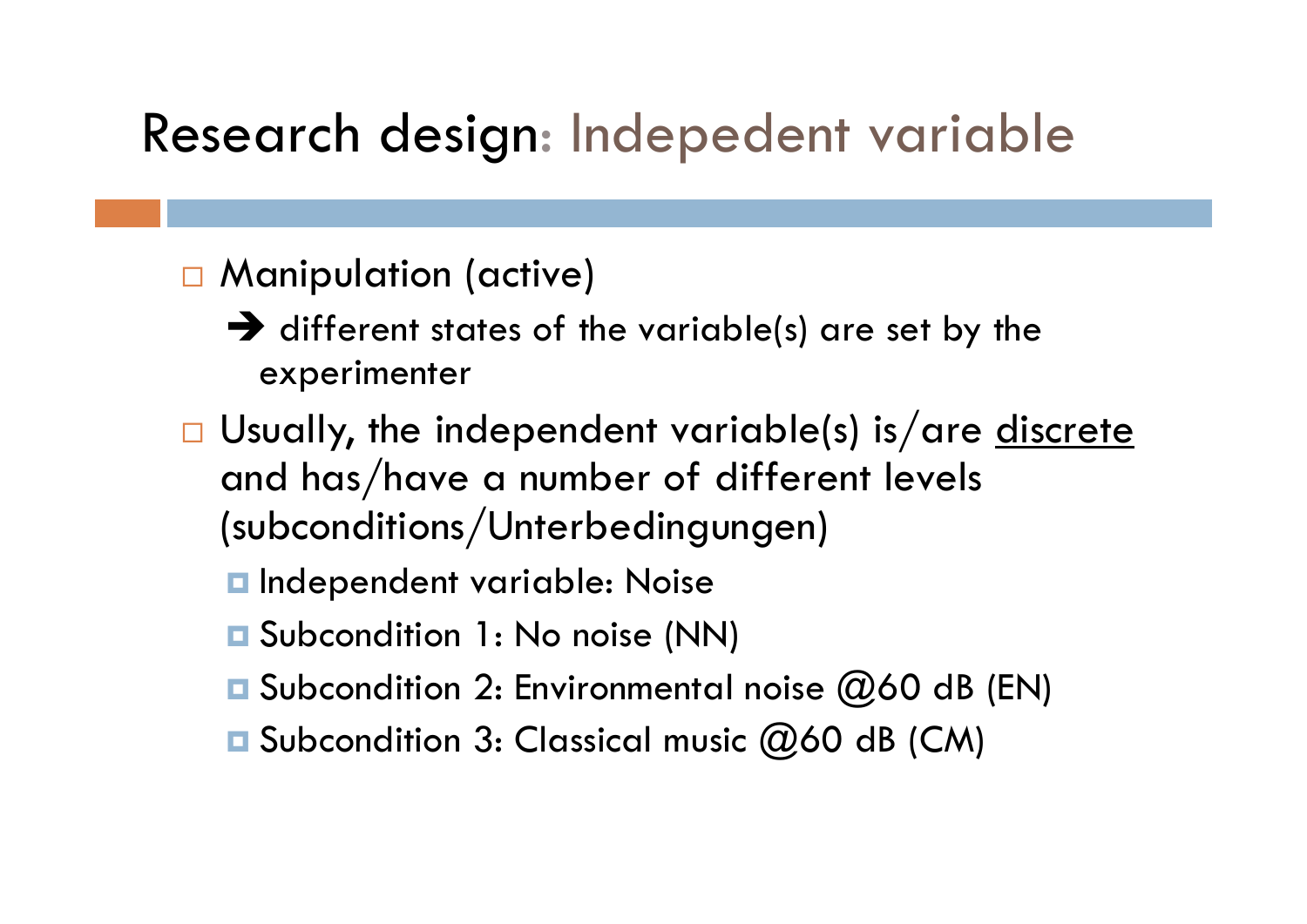# Research design: Indepedent variable

- Manipulation (active)
  - ➔ different states of the variable(s) are set by the experimenter
- Usually, the independent variable(s) is/are <u>discrete</u> and has/have a number of different levels (subconditions/Unterbedingungen)
  - Independent variable: Noise
  - Subcondition 1: No noise (NN)
  - Subcondition 2: Environmental noise @60 dB (EN)
  - Subcondition 3: Classical music @60 dB (CM)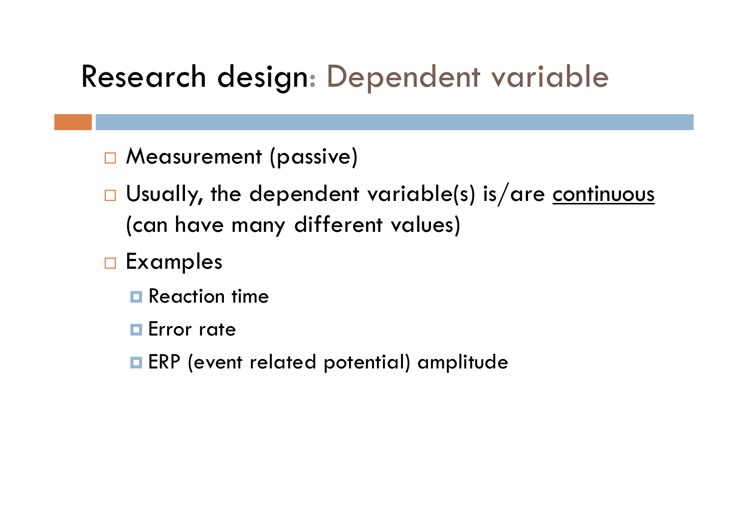# Research design: Dependent variable

- Measurement (passive)
- Usually, the dependent variable(s) is/are <u>continuous</u> (can have many different values)
- Examples
  - Reaction time
  - Error rate
  - ERP (event related potential) amplitude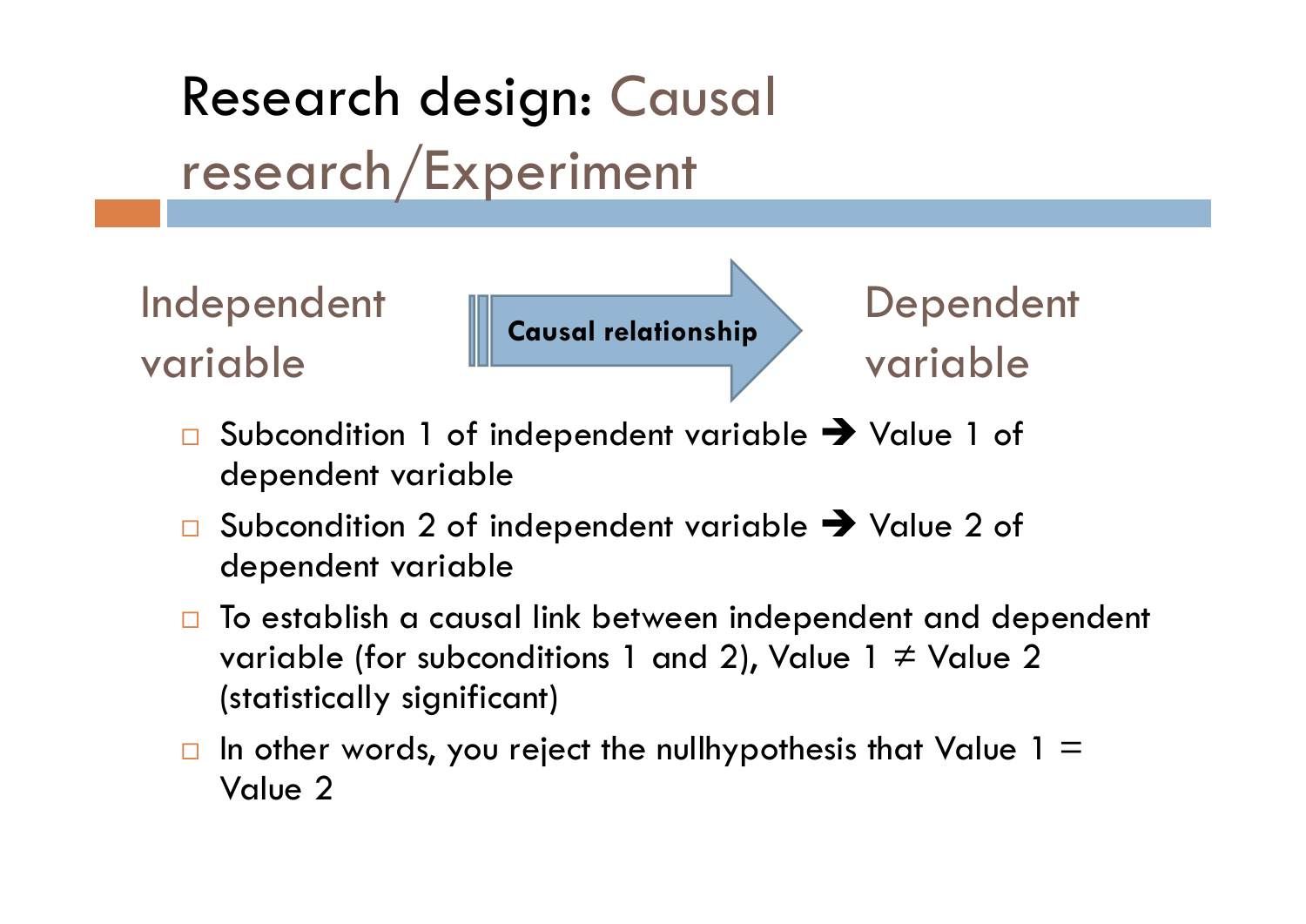# Research design: Causal research/Experiment

Independent variable → **Causal relationship** → Dependent variable

- Subcondition 1 of independent variable → Value 1 of dependent variable
- Subcondition 2 of independent variable → Value 2 of dependent variable
- To establish a causal link between independent and dependent variable (for subconditions 1 and 2), Value 1 ≠ Value 2 (statistically significant)
- In other words, you reject the nullhypothesis that Value 1 = Value 2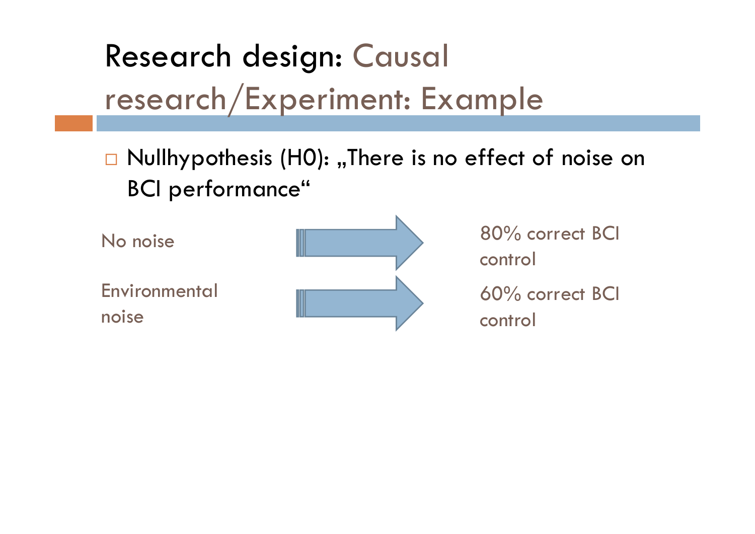# Research design: Causal research/Experiment: Example

- Nullhypothesis (H0): „There is no effect of noise on BCI performance“

No noise → 80% correct BCI control

Environmental noise → 60% correct BCI control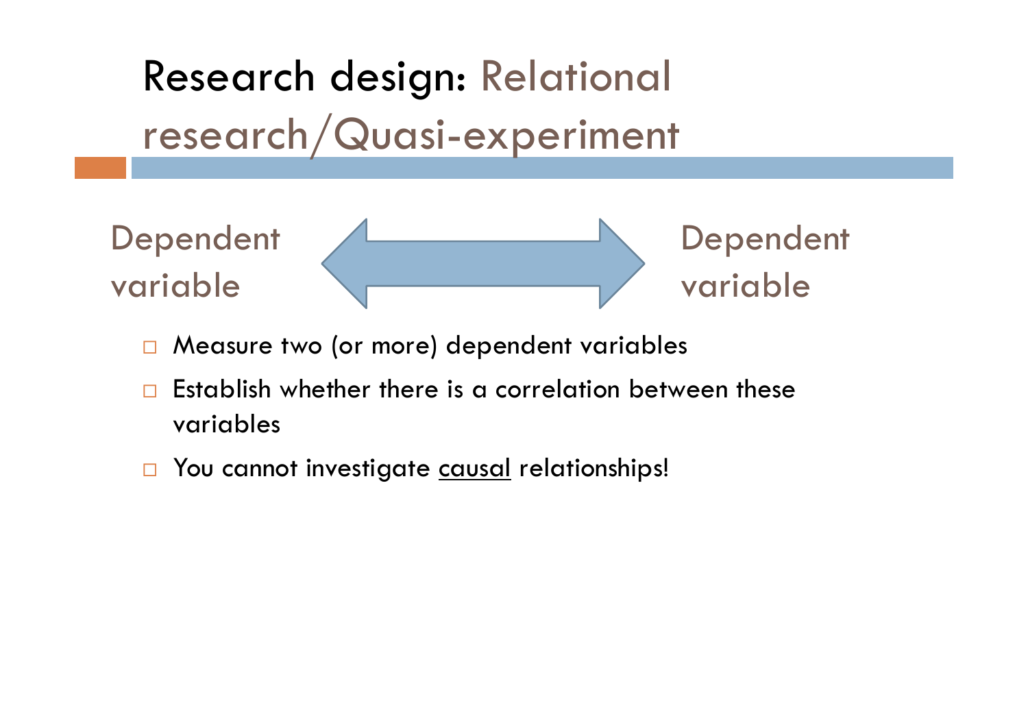# Research design: Relational research/Quasi-experiment

Dependent variable ⟷ Dependent variable

- Measure two (or more) dependent variables
- Establish whether there is a correlation between these variables
- You cannot investigate <u>causal</u> relationships!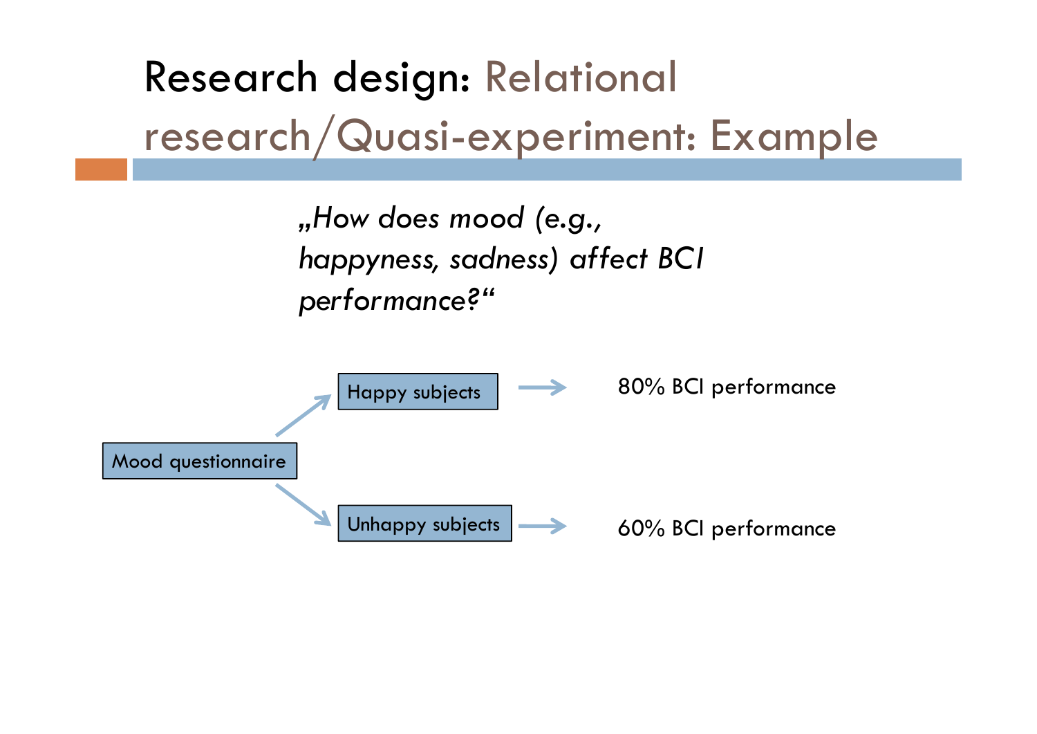# Research design: Relational research/Quasi-experiment: Example

*„How does mood (e.g., happyness, sadness) affect BCI performance?“*

Mood questionnaire → Happy subjects → 80% BCI performance

Mood questionnaire → Unhappy subjects → 60% BCI performance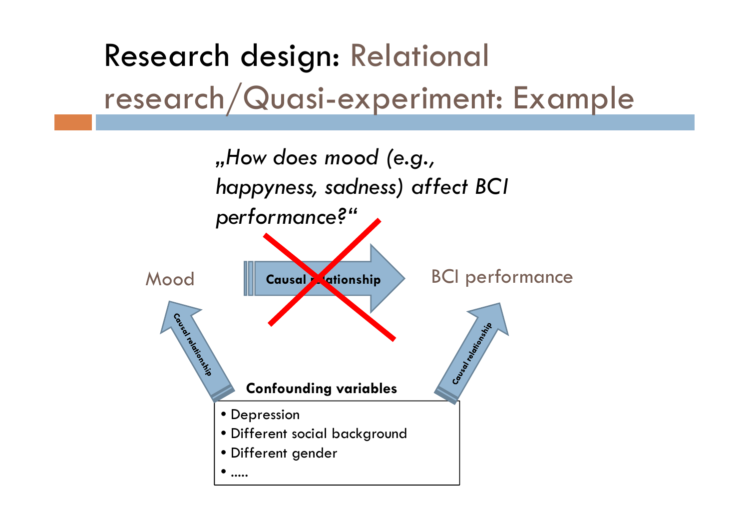# Research design: Relational research/Quasi-experiment: Example

*„How does mood (e.g., happyness, sadness) affect BCI performance?"*

Mood — Causal relationship (crossed out) → BCI performance

Confounding variables → Causal relationship → Mood

Confounding variables → Causal relationship → BCI performance

**Confounding variables**

- Depression
- Different social background
- Different gender
- .....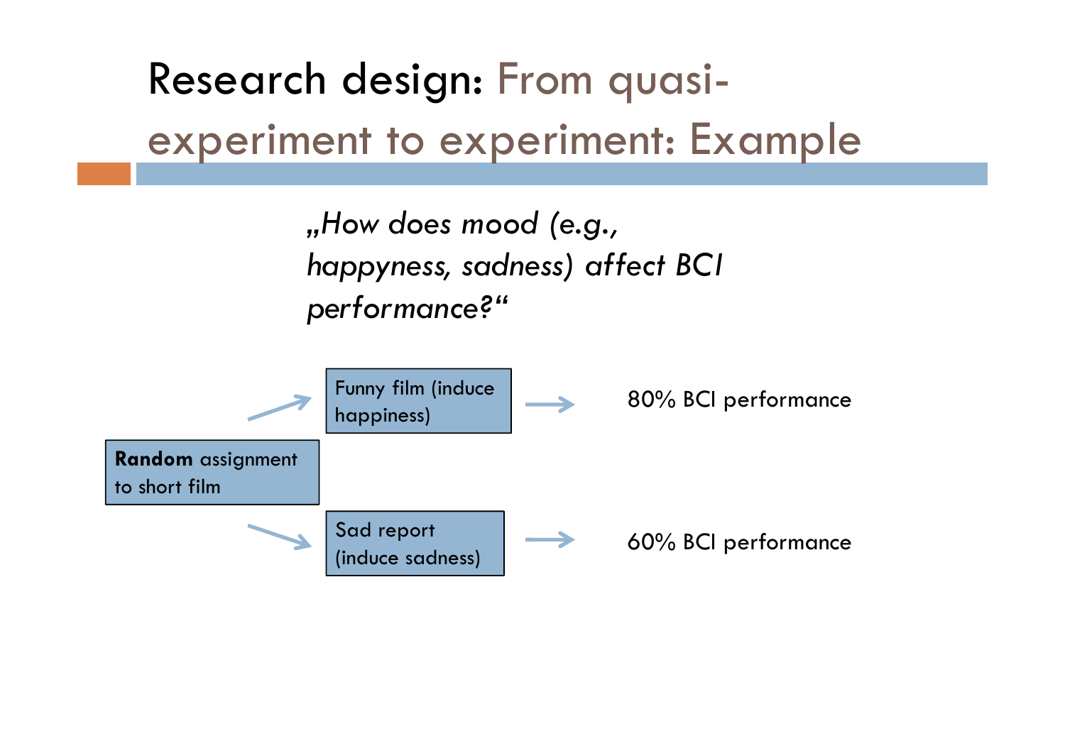# Research design: From quasi-experiment to experiment: Example

*„How does mood (e.g., happyness, sadness) affect BCI performance?"*

**Random** assignment to short film

- → Funny film (induce happiness) → 80% BCI performance
- → Sad report (induce sadness) → 60% BCI performance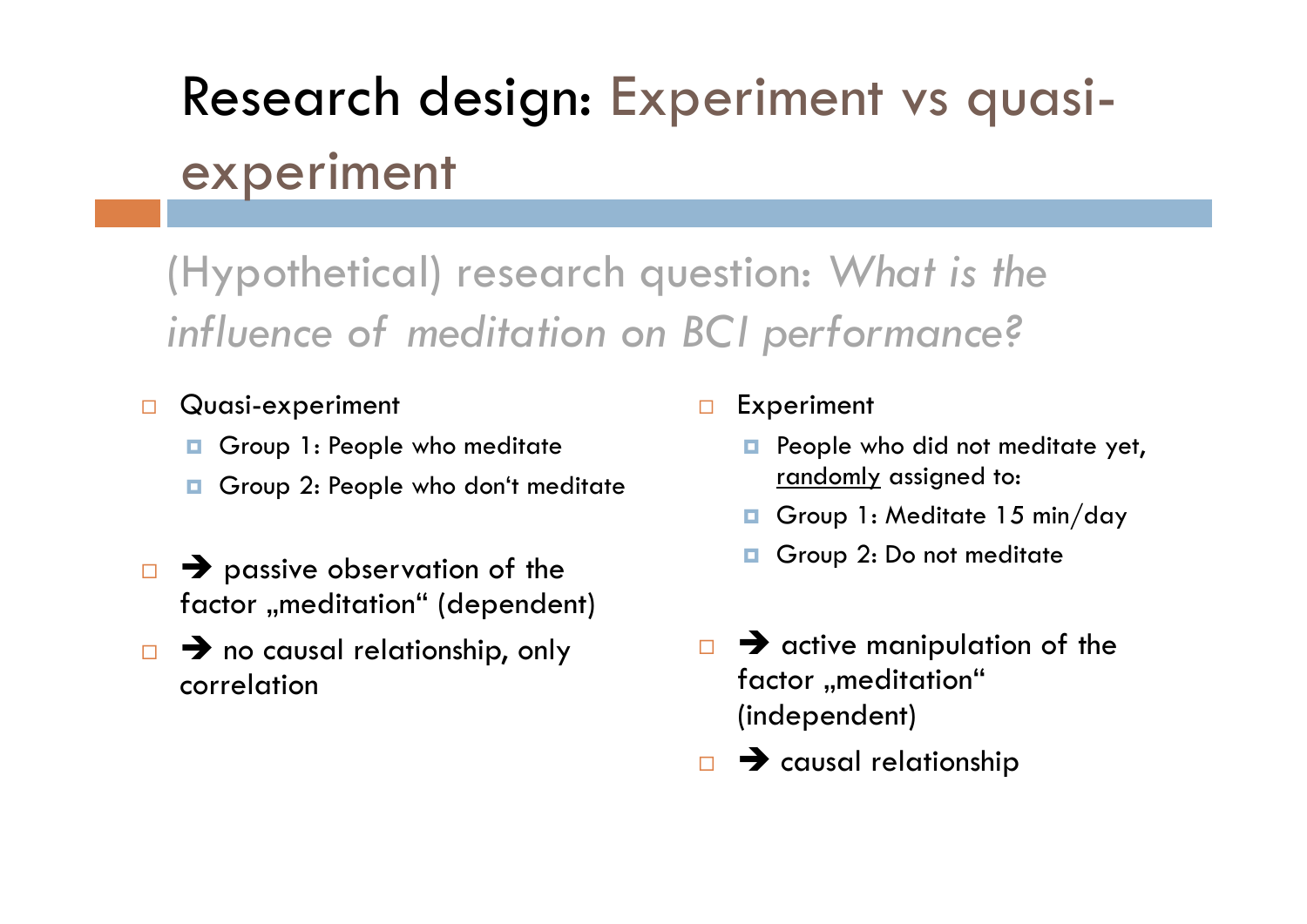# Research design: Experiment vs quasi-experiment

(Hypothetical) research question: *What is the influence of meditation on BCI performance?*

- Quasi-experiment
  - Group 1: People who meditate
  - Group 2: People who don‘t meditate
- ➔ passive observation of the factor „meditation“ (dependent)
- ➔ no causal relationship, only correlation

- Experiment
  - People who did not meditate yet, <u>randomly</u> assigned to:
  - Group 1: Meditate 15 min/day
  - Group 2: Do not meditate
- ➔ active manipulation of the factor „meditation“ (independent)
- ➔ causal relationship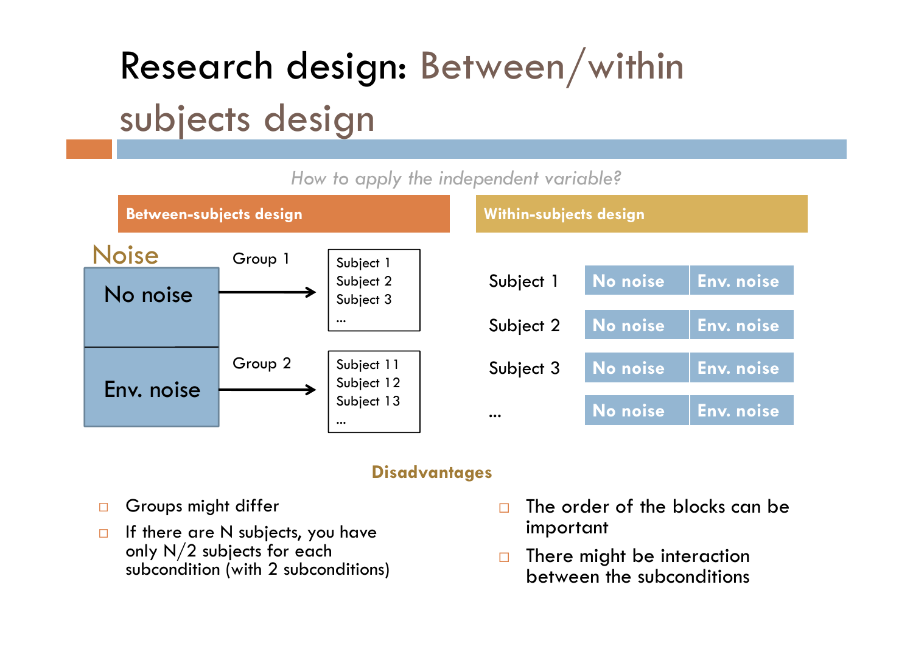# Research design: Between/within subjects design

*How to apply the independent variable?*

## Between-subjects design

**Noise**

| Noise | | |
|---|---|---|
| No noise | Group 1 → | Subject 1, Subject 2, Subject 3, … |
| Env. noise | Group 2 → | Subject 11, Subject 12, Subject 13, … |

## Within-subjects design

| | | |
|---|---|---|
| Subject 1 | No noise | Env. noise |
| Subject 2 | No noise | Env. noise |
| Subject 3 | No noise | Env. noise |
| … | No noise | Env. noise |

### Disadvantages

**Between-subjects design:**

- Groups might differ
- If there are N subjects, you have only N/2 subjects for each subcondition (with 2 subconditions)

**Within-subjects design:**

- The order of the blocks can be important
- There might be interaction between the subconditions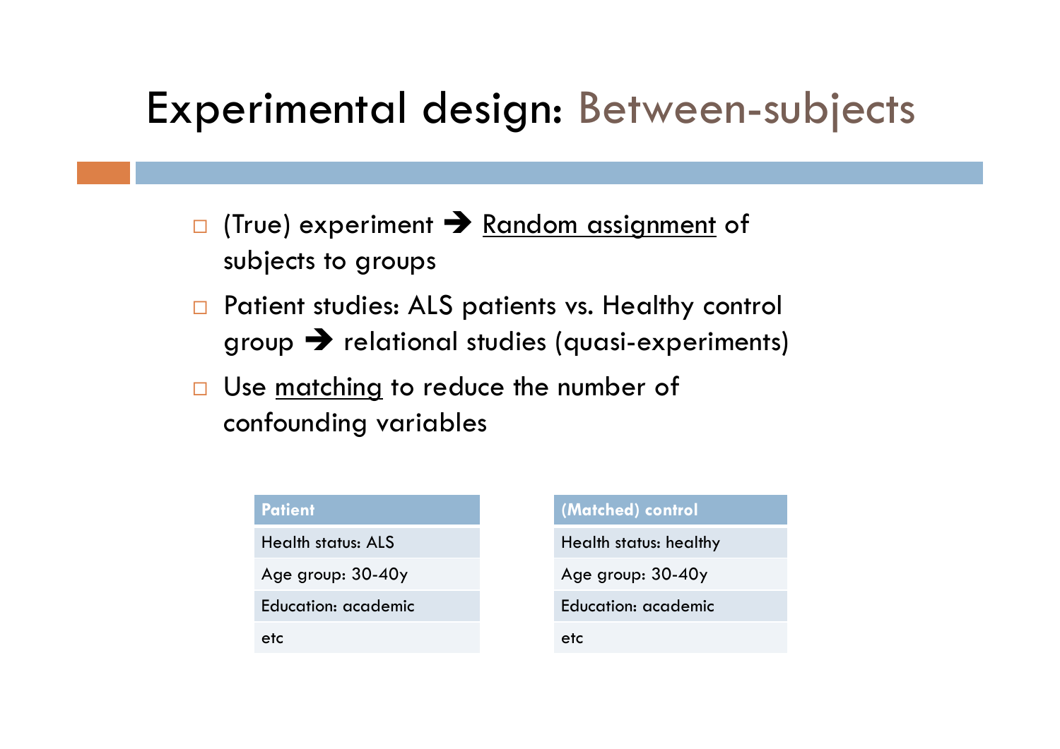# Experimental design: Between-subjects

- (True) experiment ➔ Random assignment of subjects to groups
- Patient studies: ALS patients vs. Healthy control group ➔ relational studies (quasi-experiments)
- Use matching to reduce the number of confounding variables

| Patient |
| --- |
| Health status: ALS |
| Age group: 30-40y |
| Education: academic |
| etc |

| (Matched) control |
| --- |
| Health status: healthy |
| Age group: 30-40y |
| Education: academic |
| etc |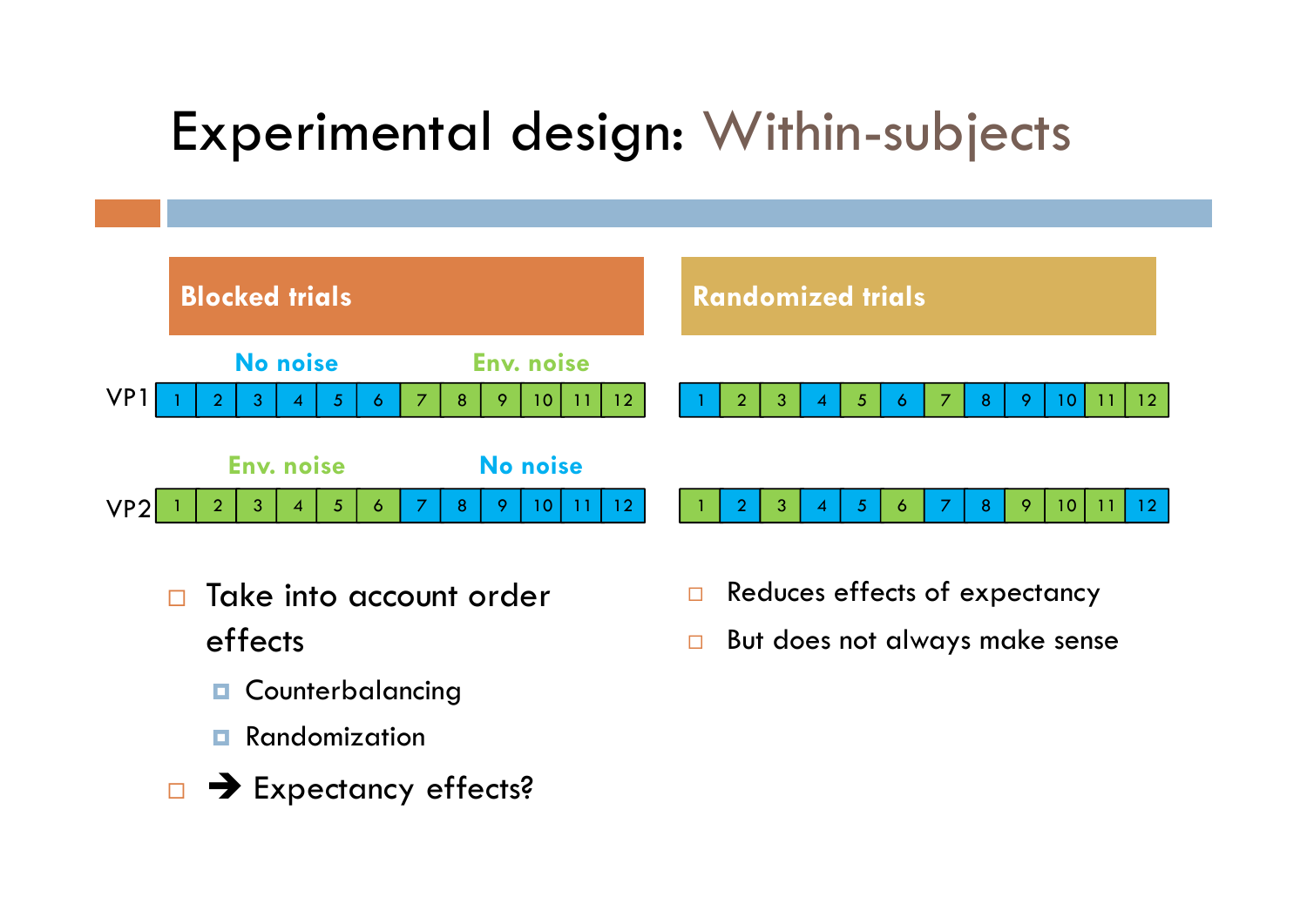# Experimental design: Within-subjects

## Blocked trials

| | No noise | | | | | | Env. noise | | | | | |
|---|---|---|---|---|---|---|---|---|---|---|---|---|
| VP1 | 1 | 2 | 3 | 4 | 5 | 6 | 7 | 8 | 9 | 10 | 11 | 12 |

| | Env. noise | | | | | | No noise | | | | | |
|---|---|---|---|---|---|---|---|---|---|---|---|---|
| VP2 | 1 | 2 | 3 | 4 | 5 | 6 | 7 | 8 | 9 | 10 | 11 | 12 |

- Take into account order effects
  - Counterbalancing
  - Randomization
- ➔ Expectancy effects?

## Randomized trials

| | | | | | | | | | | | |
|---|---|---|---|---|---|---|---|---|---|---|---|
| 1 | 2 | 3 | 4 | 5 | 6 | 7 | 8 | 9 | 10 | 11 | 12 |

| | | | | | | | | | | | |
|---|---|---|---|---|---|---|---|---|---|---|---|
| 1 | 2 | 3 | 4 | 5 | 6 | 7 | 8 | 9 | 10 | 11 | 12 |

- Reduces effects of expectancy
- But does not always make sense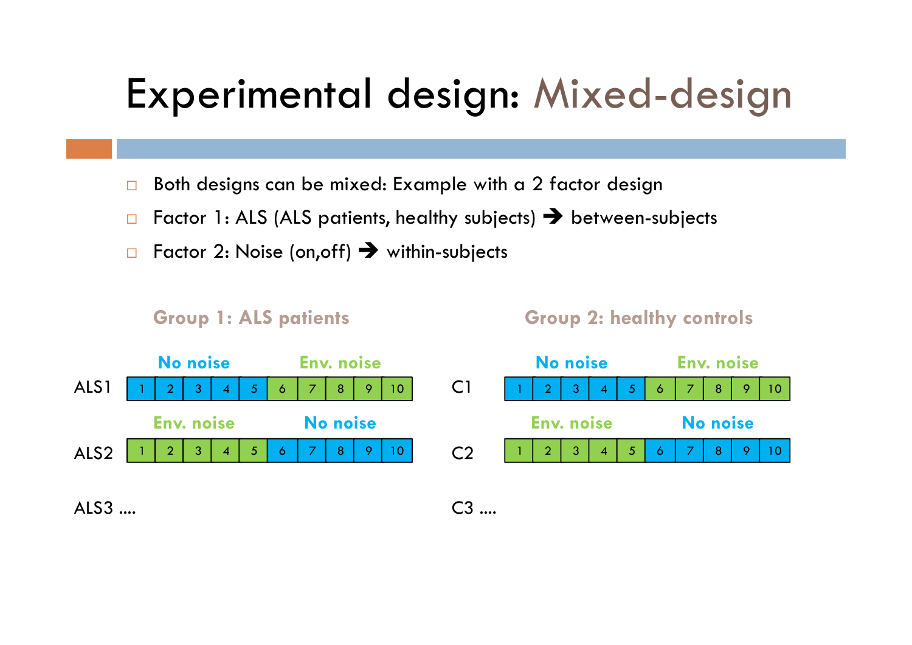# Experimental design: Mixed-design

- Both designs can be mixed: Example with a 2 factor design
- Factor 1: ALS (ALS patients, healthy subjects) ➔ between-subjects
- Factor 2: Noise (on,off) ➔ within-subjects

**Group 1: ALS patients**

| | No noise | | | | | Env. noise | | | | |
|---|---|---|---|---|---|---|---|---|---|---|
| ALS1 | 1 | 2 | 3 | 4 | 5 | 6 | 7 | 8 | 9 | 10 |

| | Env. noise | | | | | No noise | | | | |
|---|---|---|---|---|---|---|---|---|---|---|
| ALS2 | 1 | 2 | 3 | 4 | 5 | 6 | 7 | 8 | 9 | 10 |

ALS3 ....

**Group 2: healthy controls**

| | No noise | | | | | Env. noise | | | | |
|---|---|---|---|---|---|---|---|---|---|---|
| C1 | 1 | 2 | 3 | 4 | 5 | 6 | 7 | 8 | 9 | 10 |

| | Env. noise | | | | | No noise | | | | |
|---|---|---|---|---|---|---|---|---|---|---|
| C2 | 1 | 2 | 3 | 4 | 5 | 6 | 7 | 8 | 9 | 10 |

C3 ....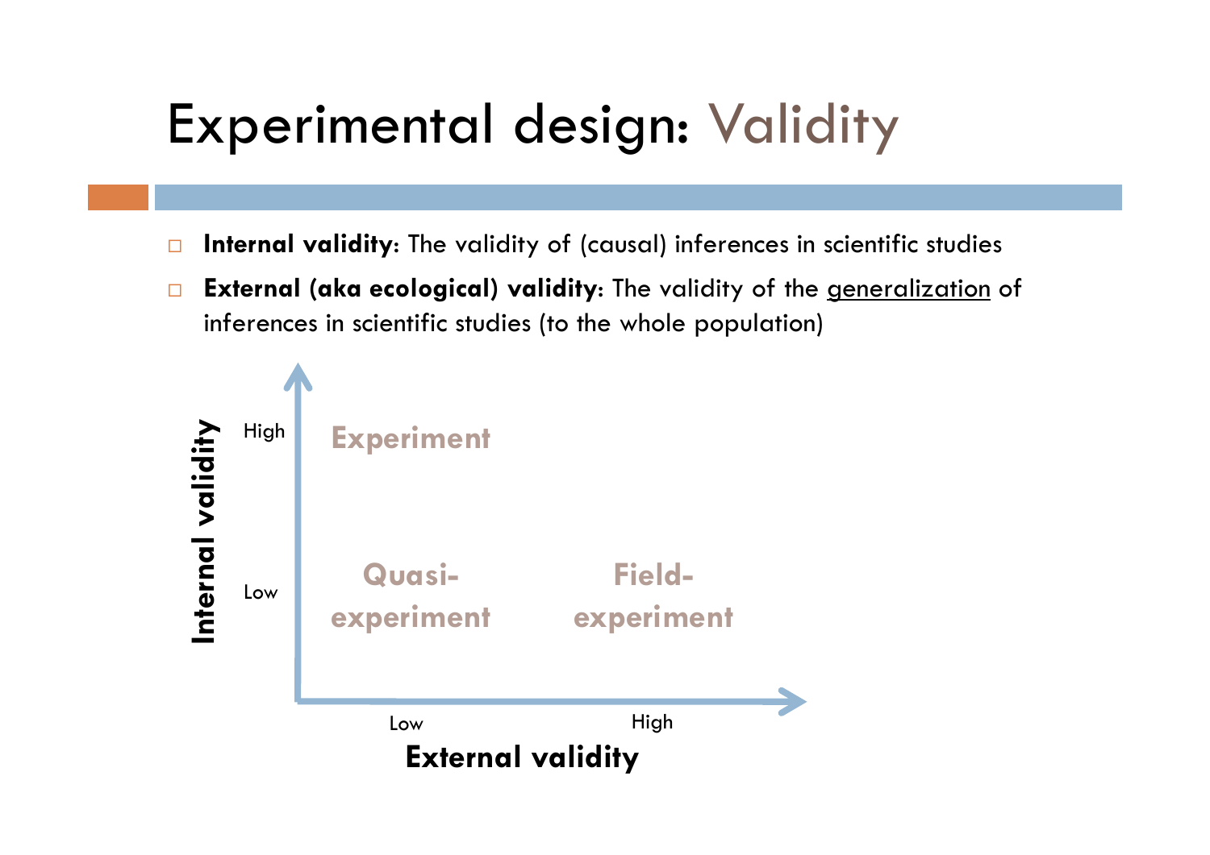# Experimental design: Validity

- **Internal validity**: The validity of (causal) inferences in scientific studies
- **External (aka ecological) validity**: The validity of the generalization of inferences in scientific studies (to the whole population)

| Internal validity \ External validity | Low | High |
| --- | --- | --- |
| High | Experiment | |
| Low | Quasi-experiment | Field-experiment |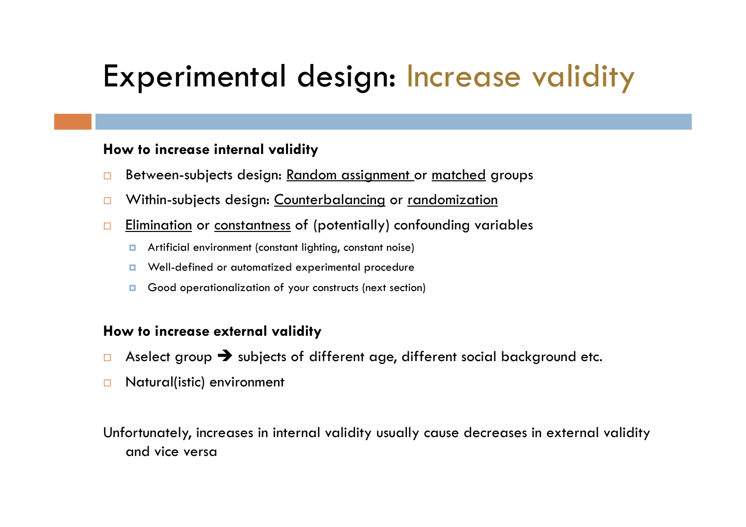# Experimental design: Increase validity

**How to increase internal validity**

- Between-subjects design: <u>Random assignment</u> or <u>matched</u> groups
- Within-subjects design: <u>Counterbalancing</u> or <u>randomization</u>
- <u>Elimination</u> or <u>constantness</u> of (potentially) confounding variables
  - Artificial environment (constant lighting, constant noise)
  - Well-defined or automatized experimental procedure
  - Good operationalization of your constructs (next section)

**How to increase external validity**

- Aselect group → subjects of different age, different social background etc.
- Natural(istic) environment

Unfortunately, increases in internal validity usually cause decreases in external validity and vice versa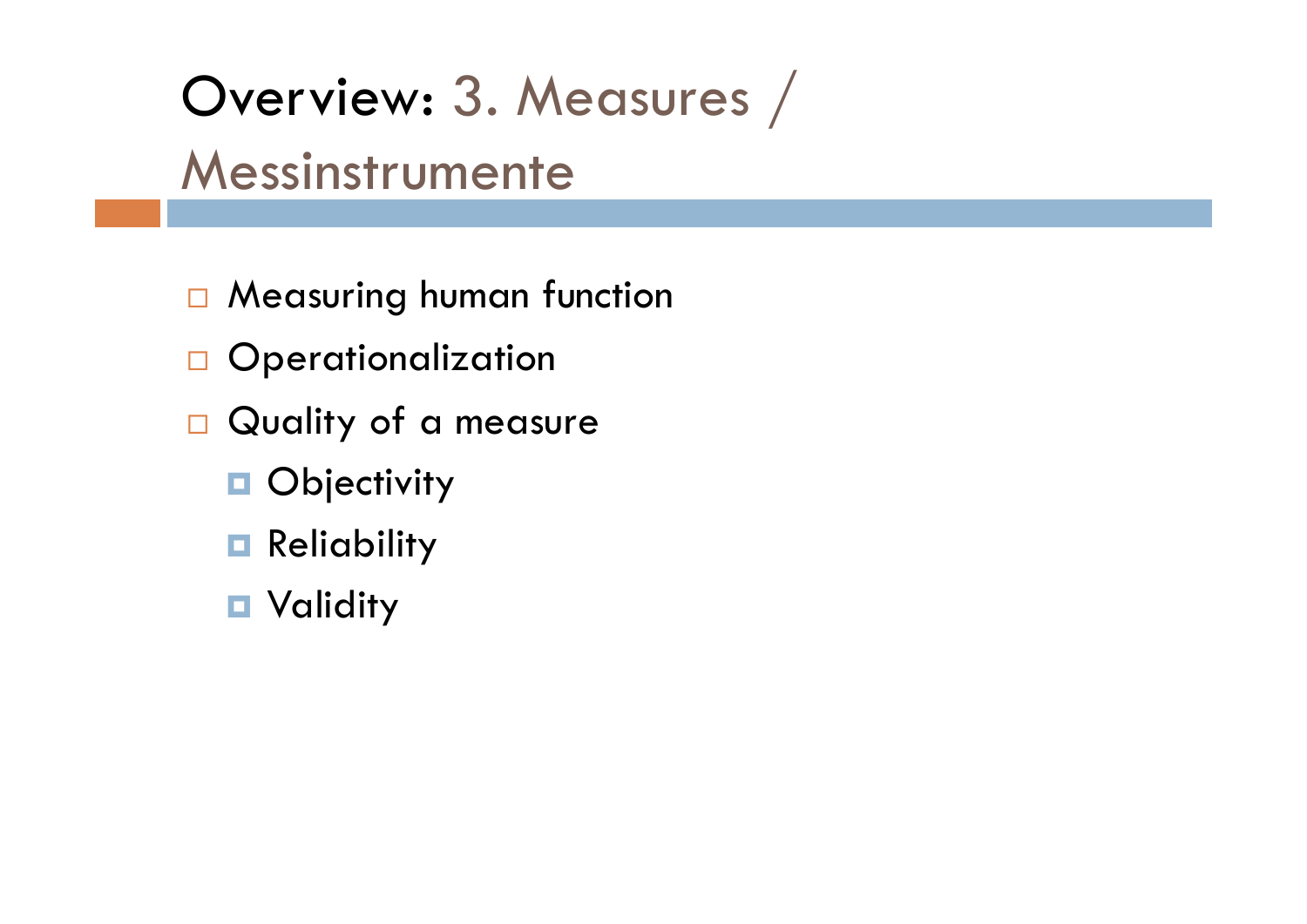# Overview: 3. Measures / Messinstrumente

- Measuring human function
- Operationalization
- Quality of a measure
  - Objectivity
  - Reliability
  - Validity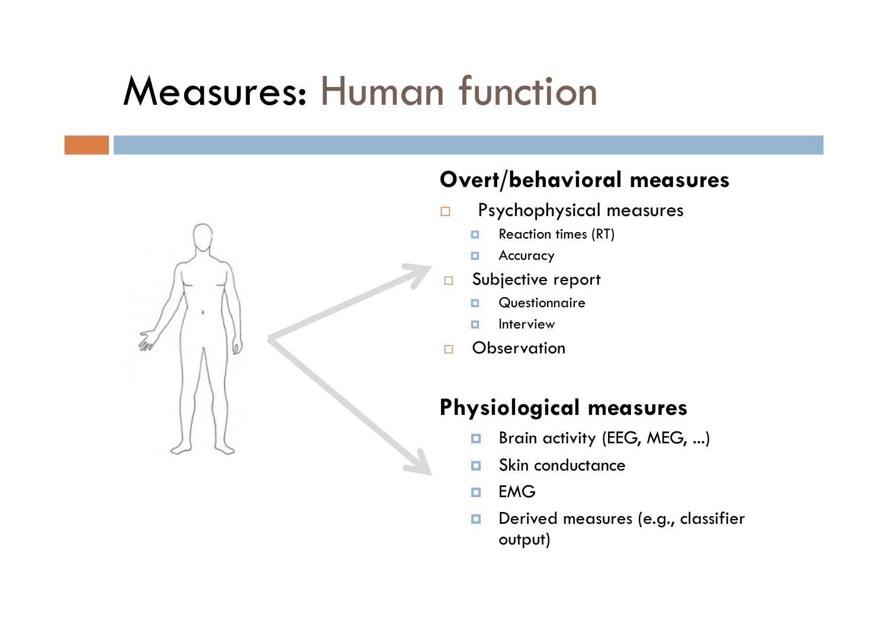# Measures: Human function

## Overt/behavioral measures

- Psychophysical measures
  - Reaction times (RT)
  - Accuracy
- Subjective report
  - Questionnaire
  - Interview
- Observation

## Physiological measures

- Brain activity (EEG, MEG, ...)
- Skin conductance
- EMG
- Derived measures (e.g., classifier output)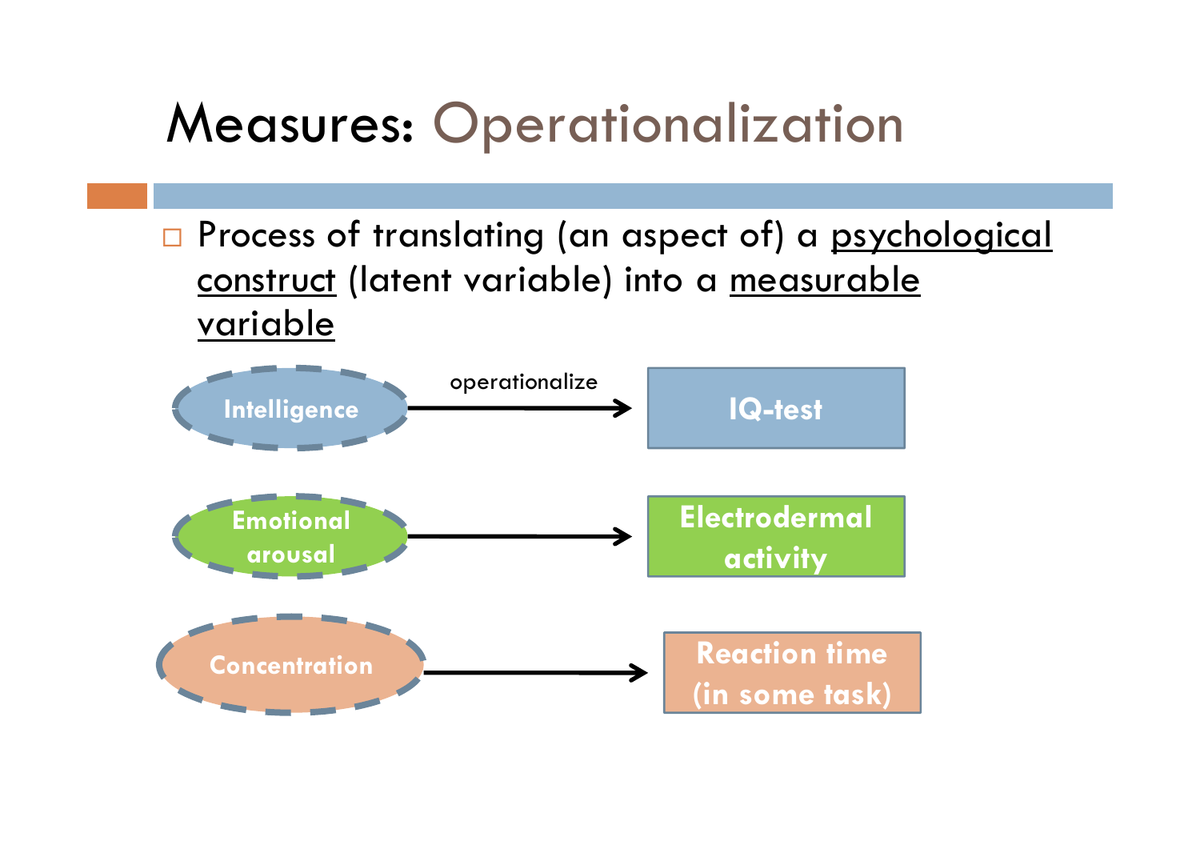# Measures: Operationalization

- Process of translating (an aspect of) a psychological construct (latent variable) into a measurable variable

Intelligence → (operationalize) → IQ-test

Emotional arousal → Electrodermal activity

Concentration → Reaction time (in some task)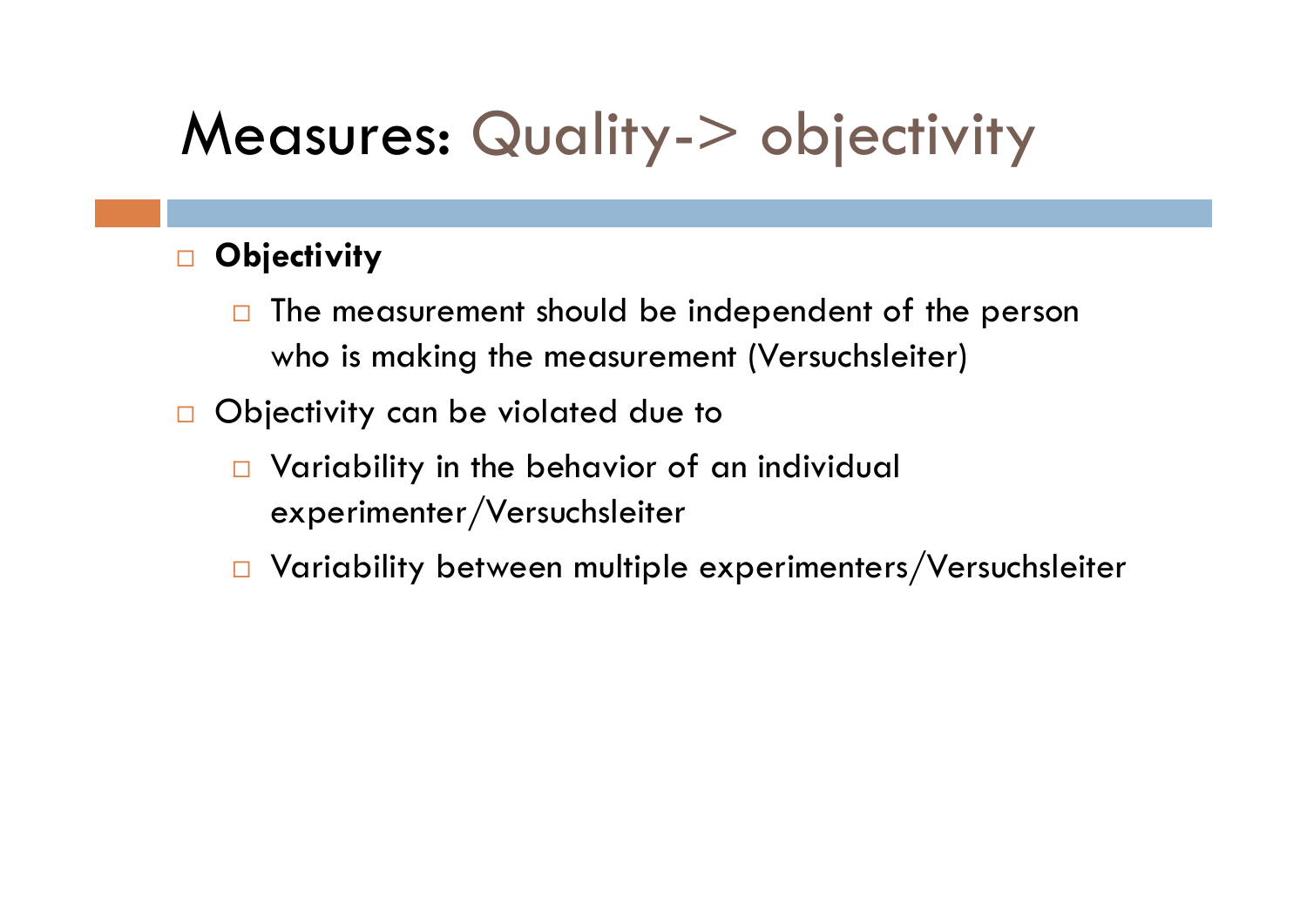# Measures: Quality-> objectivity

- **Objectivity**
  - The measurement should be independent of the person who is making the measurement (Versuchsleiter)
- Objectivity can be violated due to
  - Variability in the behavior of an individual experimenter/Versuchsleiter
  - Variability between multiple experimenters/Versuchsleiter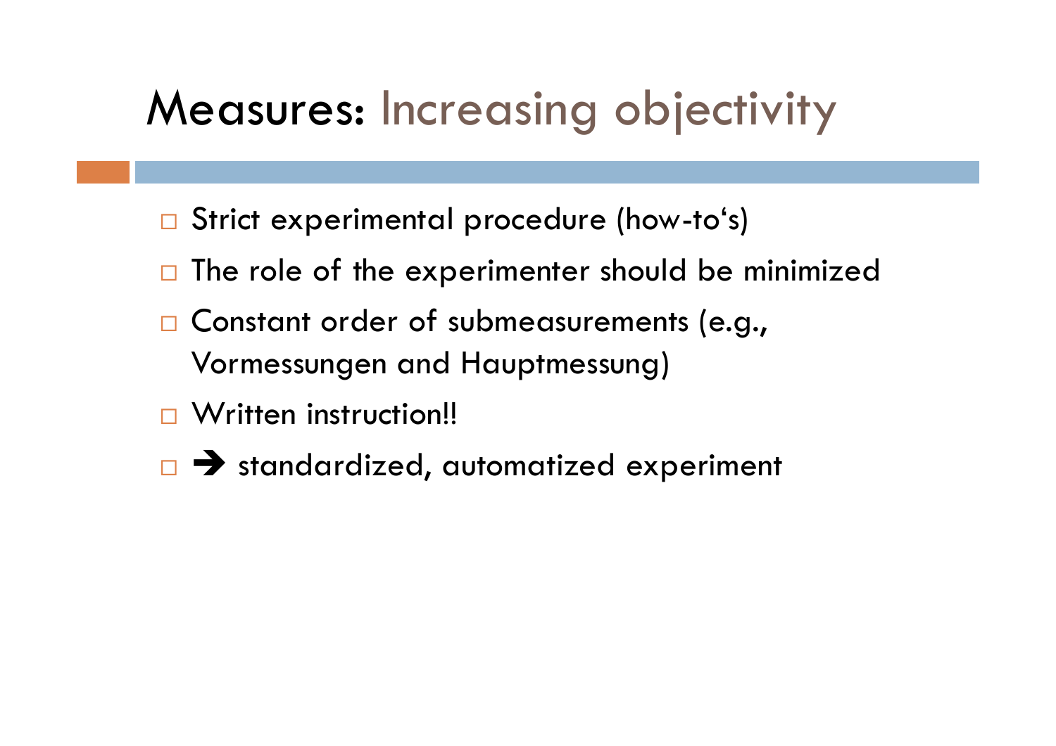# Measures: Increasing objectivity

- Strict experimental procedure (how-to‘s)
- The role of the experimenter should be minimized
- Constant order of submeasurements (e.g., Vormessungen and Hauptmessung)
- Written instruction!!
- ➔ standardized, automatized experiment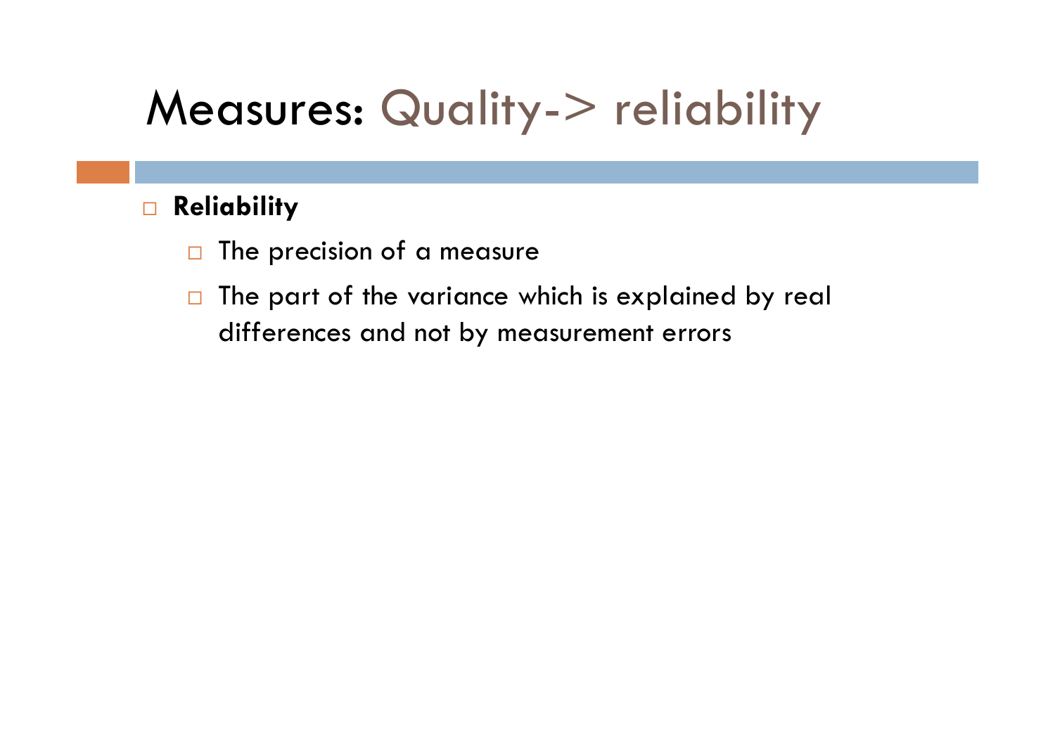# Measures: Quality-> reliability

- **Reliability**
  - The precision of a measure
  - The part of the variance which is explained by real differences and not by measurement errors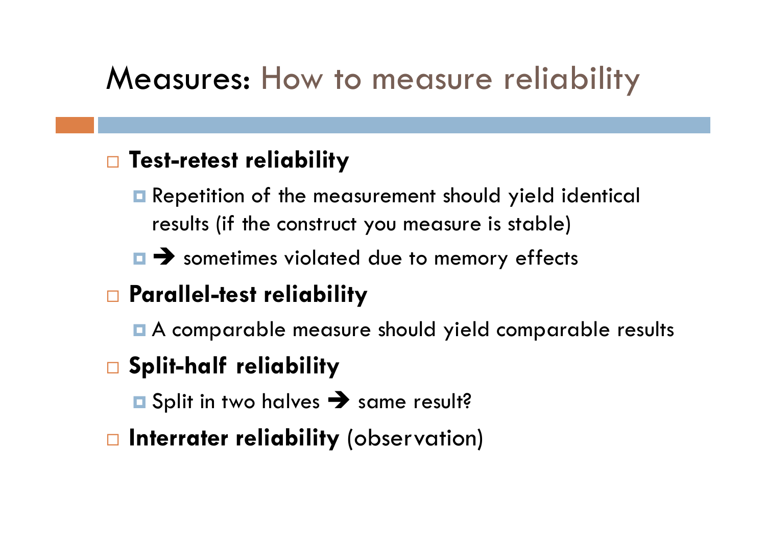# Measures: How to measure reliability

- **Test-retest reliability**
  - Repetition of the measurement should yield identical results (if the construct you measure is stable)
  - ➔ sometimes violated due to memory effects
- **Parallel-test reliability**
  - A comparable measure should yield comparable results
- **Split-half reliability**
  - Split in two halves ➔ same result?
- **Interrater reliability** (observation)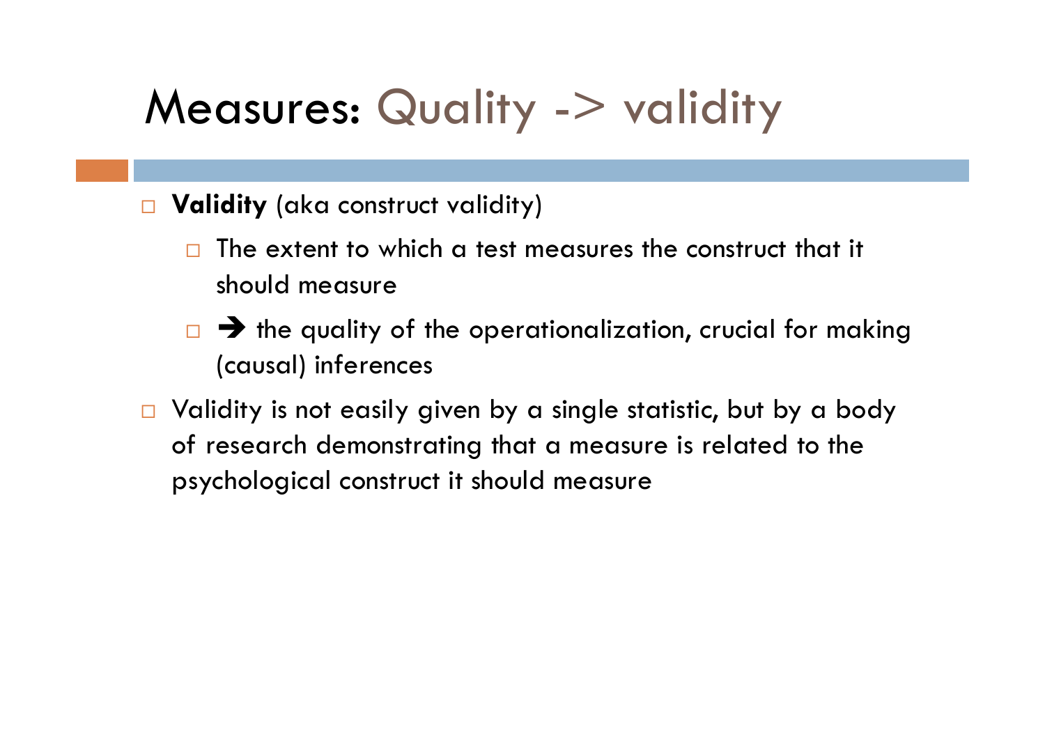# Measures: Quality -> validity

- **Validity** (aka construct validity)
  - The extent to which a test measures the construct that it should measure
  - → the quality of the operationalization, crucial for making (causal) inferences
- Validity is not easily given by a single statistic, but by a body of research demonstrating that a measure is related to the psychological construct it should measure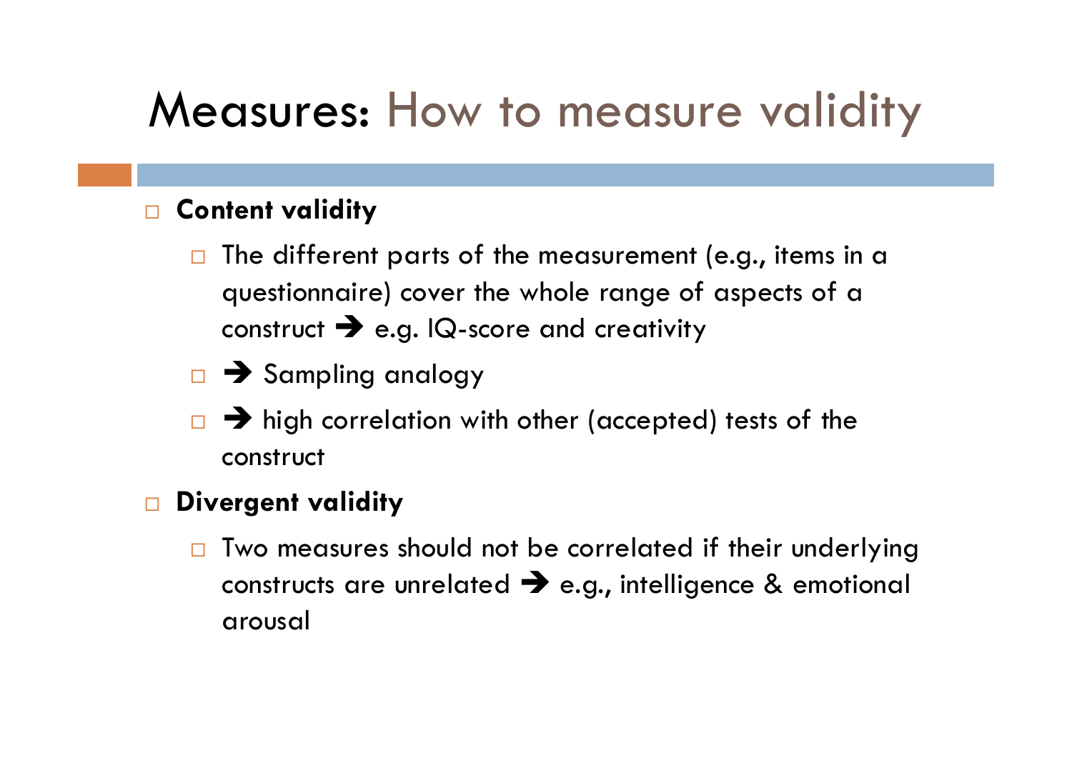# Measures: How to measure validity

- **Content validity**
  - The different parts of the measurement (e.g., items in a questionnaire) cover the whole range of aspects of a construct ➔ e.g. IQ-score and creativity
  - ➔ Sampling analogy
  - ➔ high correlation with other (accepted) tests of the construct
- **Divergent validity**
  - Two measures should not be correlated if their underlying constructs are unrelated ➔ e.g., intelligence & emotional arousal